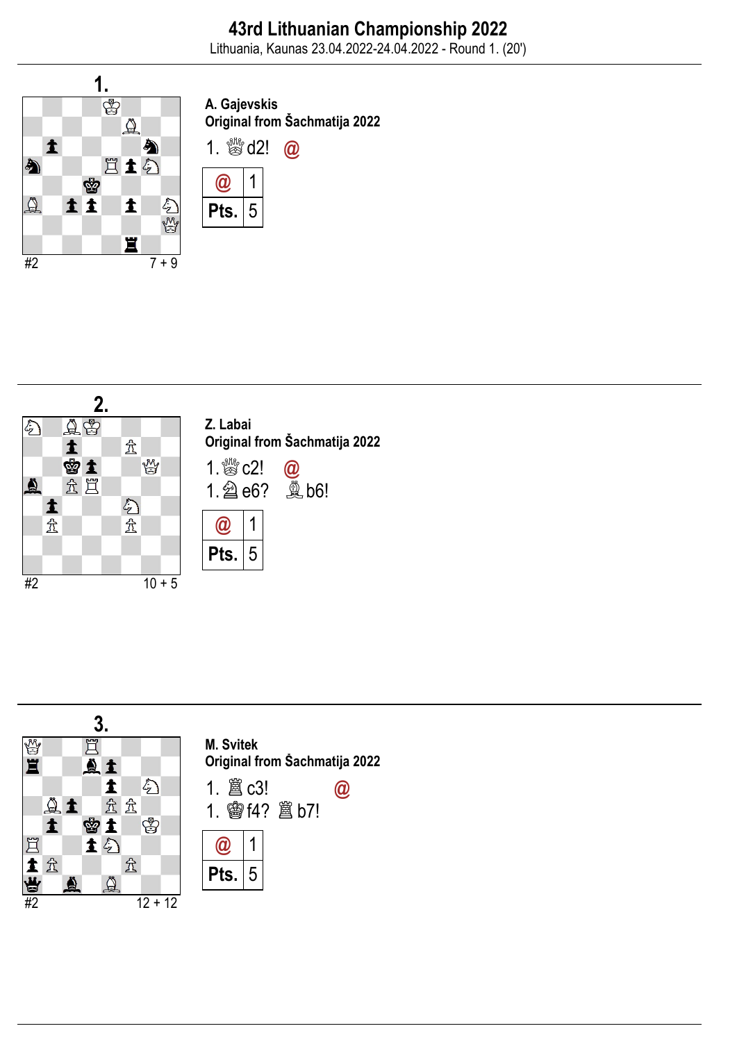# 43rd Lithuanian Championship 2022

Lithuania, Kaunas 23.04.2022-24.04.2022 - Round 1. (20')

## 1.

#2 — 7 + 9

**A. Gajevskis**
**Original from Šachmatija 2022**

1. ♕d2! @

| @ | 1 |
|---|---|
| Pts. | 5 |

## 2.

#2 — 10 + 5

**Z. Labai**
**Original from Šachmatija 2022**

1. ♕c2! @
1. ♘e6? ♗b6!

| @ | 1 |
|---|---|
| Pts. | 5 |

## 3.

#2 — 12 + 12

**M. Svitek**
**Original from Šachmatija 2022**

1. ♖c3! @
1. ♔f4? ♜b7!

| @ | 1 |
|---|---|
| Pts. | 5 |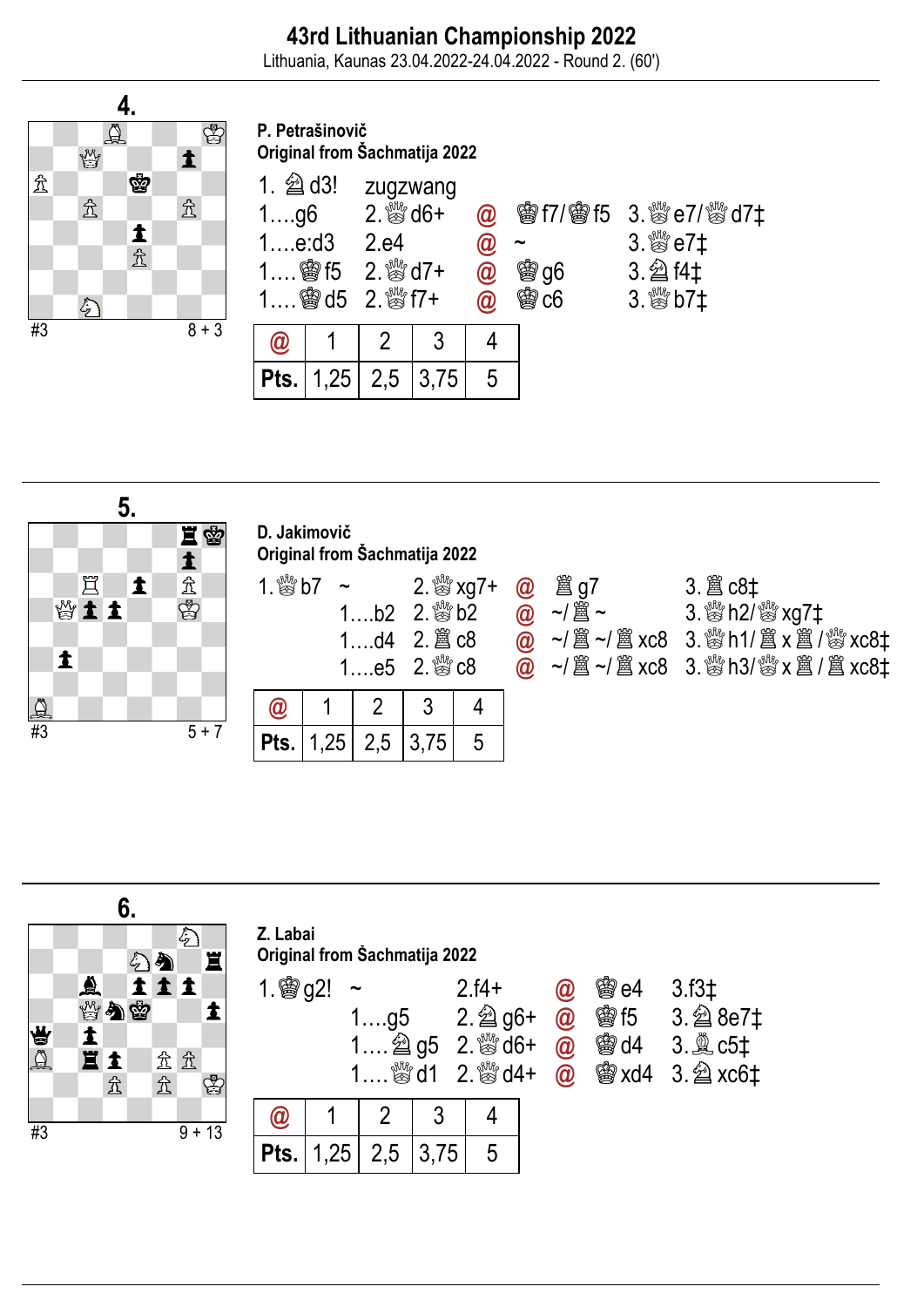# 43rd Lithuanian Championship 2022

Lithuania, Kaunas 23.04.2022-24.04.2022 - Round 2. (60')

---

## 4.

#3 8 + 3

**P. Petrašinovič**
**Original from Šachmatija 2022**

1. ♘d3! zugzwang

| | | | | |
|---|---|---|---|---|
| 1....g6 | 2. ♕d6+ | @ | ♔f7/♔f5 | 3. ♕e7/♕d7‡ |
| 1....e:d3 | 2.e4 | @ | ~ | 3. ♕e7‡ |
| 1.... ♔f5 | 2. ♕d7+ | @ | ♔g6 | 3. ♘f4‡ |
| 1.... ♔d5 | 2. ♕f7+ | @ | ♔c6 | 3. ♕b7‡ |

| @ | 1 | 2 | 3 | 4 |
|---|---|---|---|---|
| Pts. | 1,25 | 2,5 | 3,75 | 5 |

---

## 5.

#3 5 + 7

**D. Jakimovič**
**Original from Šachmatija 2022**

| | | | | |
|---|---|---|---|---|
| 1. ♕b7 ~ | 2. ♕xg7+ | @ | ♖g7 | 3. ♖c8‡ |
| 1....b2 | 2. ♕b2 | @ | ~/♖~ | 3. ♕h2/♕xg7‡ |
| 1....d4 | 2. ♖c8 | @ | ~/♖~/♖xc8 | 3. ♕h1/♖x♖/♕xc8‡ |
| 1....e5 | 2. ♕c8 | @ | ~/♖~/♖xc8 | 3. ♕h3/♕x♖/♖xc8‡ |

| @ | 1 | 2 | 3 | 4 |
|---|---|---|---|---|
| Pts. | 1,25 | 2,5 | 3,75 | 5 |

---

## 6.

#3 9 + 13

**Z. Labai**
**Original from Šachmatija 2022**

| | | | | |
|---|---|---|---|---|
| 1. ♔g2! ~ | 2.f4+ | @ | ♔e4 | 3.f3‡ |
| 1....g5 | 2. ♘g6+ | @ | ♔f5 | 3. ♘8e7‡ |
| 1.... ♘g5 | 2. ♕d6+ | @ | ♔d4 | 3. ♗c5‡ |
| 1.... ♕d1 | 2. ♕d4+ | @ | ♔xd4 | 3. ♘xc6‡ |

| @ | 1 | 2 | 3 | 4 |
|---|---|---|---|---|
| Pts. | 1,25 | 2,5 | 3,75 | 5 |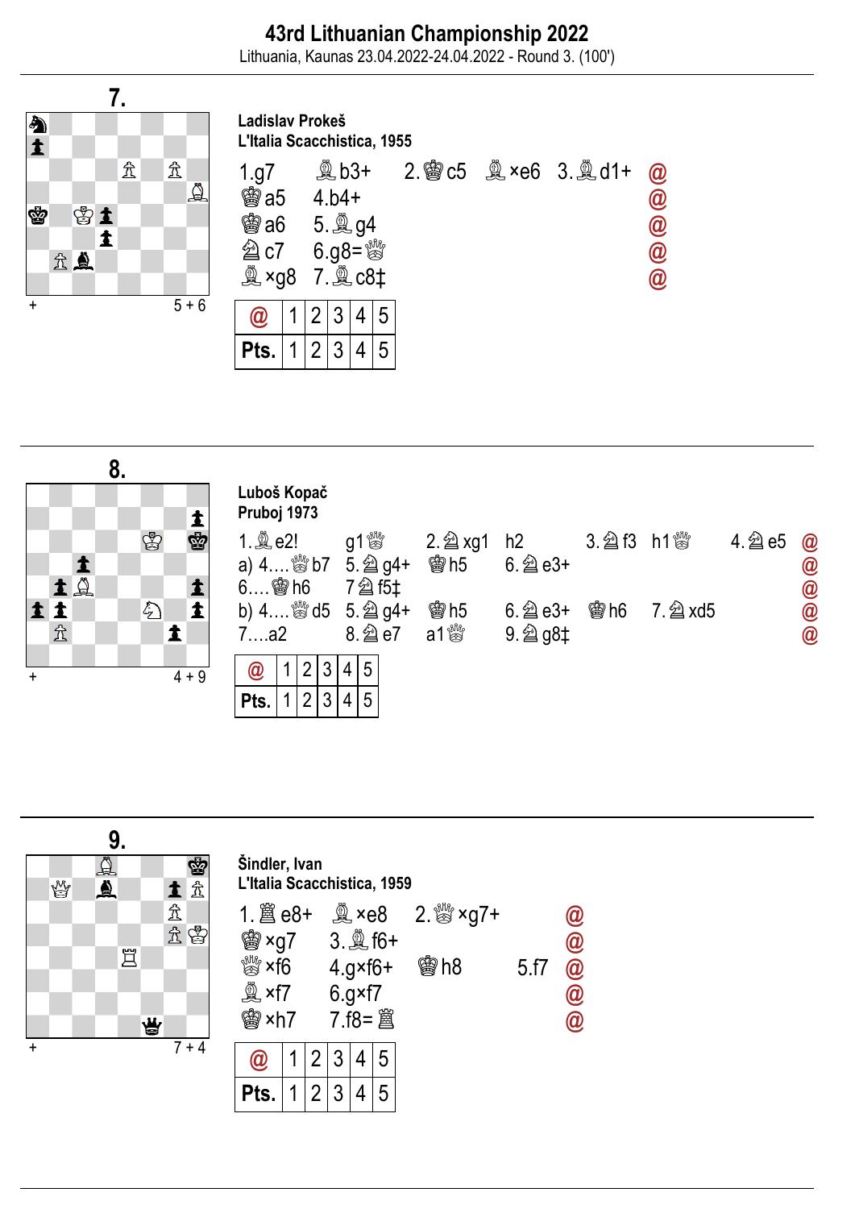# 43rd Lithuanian Championship 2022

Lithuania, Kaunas 23.04.2022-24.04.2022 - Round 3. (100')

## 7.

+ 5 + 6

**Ladislav Prokeš**
**L'Italia Scacchistica, 1955**

1.g7 ♗b3+ 2.♔c5 ♗×e6 3.♗d1+ @
♔a5 4.b4+ @
♔a6 5.♗g4 @
♘c7 6.g8=♕ @
♗×g8 7.♗c8‡ @

| @ | 1 | 2 | 3 | 4 | 5 |
|---|---|---|---|---|---|
| Pts. | 1 | 2 | 3 | 4 | 5 |

## 8.

+ 4 + 9

**Luboš Kopač**
**Pruboj 1973**

1.♗e2! g1♕ 2.♘xg1 h2 3.♘f3 h1♕ 4.♘e5 @
a) 4....♕b7 5.♘g4+ ♔h5 6.♘e3+ @
6....♔h6 7♘f5‡ @
b) 4....♕d5 5.♘g4+ ♔h5 6.♘e3+ ♔h6 7.♘xd5 @
7....a2 8.♘e7 a1♕ 9.♘g8‡ @

| @ | 1 | 2 | 3 | 4 | 5 |
|---|---|---|---|---|---|
| Pts. | 1 | 2 | 3 | 4 | 5 |

## 9.

+ 7 + 4

**Šindler, Ivan**
**L'Italia Scacchistica, 1959**

1.♖e8+ ♗×e8 2.♕×g7+ @
♔×g7 3.♗f6+ @
♕×f6 4.g×f6+ ♔h8 5.f7 @
♗×f7 6.g×f7 @
♔×h7 7.f8=♖ @

| @ | 1 | 2 | 3 | 4 | 5 |
|---|---|---|---|---|---|
| Pts. | 1 | 2 | 3 | 4 | 5 |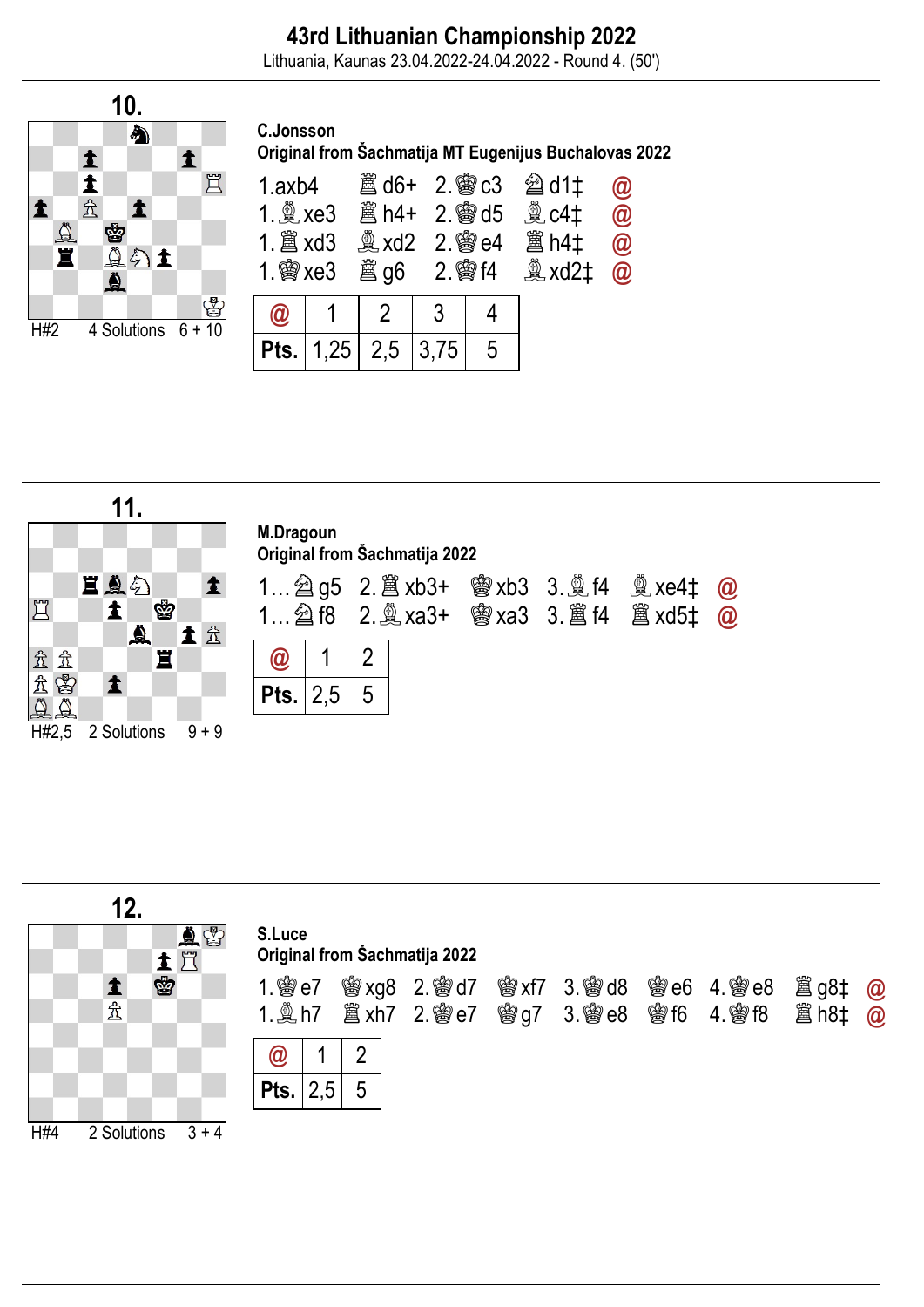# 43rd Lithuanian Championship 2022

Lithuania, Kaunas 23.04.2022-24.04.2022 - Round 4. (50')

## 10.

H#2 4 Solutions 6 + 10

**C.Jonsson**
**Original from Šachmatija MT Eugenijus Buchalovas 2022**

1.axb4 ♖d6+ 2.♔c3 ♘d1‡ @
1.♗xe3 ♖h4+ 2.♔d5 ♗c4‡ @
1.♖xd3 ♗xd2 2.♔e4 ♖h4‡ @
1.♔xe3 ♖g6 2.♔f4 ♗xd2‡ @

| @ | 1 | 2 | 3 | 4 |
|---|---|---|---|---|
| Pts. | 1,25 | 2,5 | 3,75 | 5 |

## 11.

H#2,5 2 Solutions 9 + 9

**M.Dragoun**
**Original from Šachmatija 2022**

1...♘g5 2.♖xb3+ ♔xb3 3.♗f4 ♗xe4‡ @
1...♘f8 2.♗xa3+ ♔xa3 3.♖f4 ♖xd5‡ @

| @ | 1 | 2 |
|---|---|---|
| Pts. | 2,5 | 5 |

## 12.

H#4 2 Solutions 3 + 4

**S.Luce**
**Original from Šachmatija 2022**

1.♔e7 ♔xg8 2.♔d7 ♔xf7 3.♔d8 ♔e6 4.♔e8 ♖g8‡ @
1.♗h7 ♖xh7 2.♔e7 ♔g7 3.♔e8 ♔f6 4.♔f8 ♖h8‡ @

| @ | 1 | 2 |
|---|---|---|
| Pts. | 2,5 | 5 |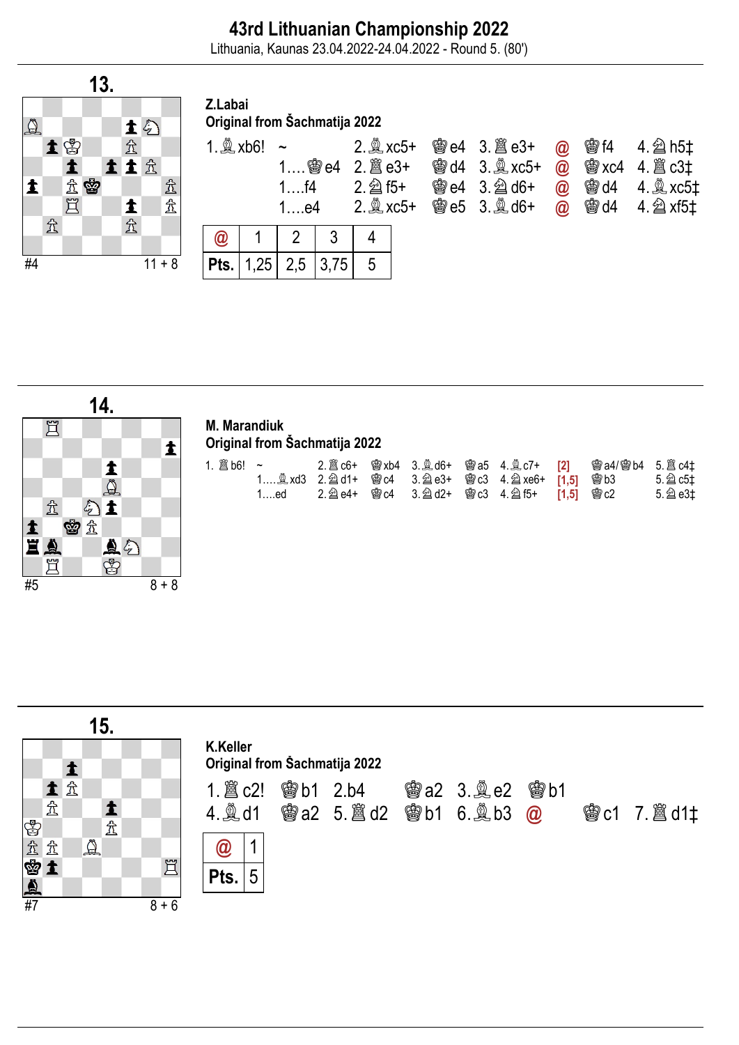## 43rd Lithuanian Championship 2022

Lithuania, Kaunas 23.04.2022-24.04.2022 - Round 5. (80')

### 13.

#4 — 11 + 8

**Z.Labai**
**Original from Šachmatija 2022**

1. ♗xb6! ~ 2. ♗xc5+ ♚e4 3. ♖e3+ @ ♚f4 4. ♘h5‡
1.... ♚e4 2. ♖e3+ ♚d4 3. ♗xc5+ @ ♚xc4 4. ♖c3‡
1....f4 2. ♘f5+ ♚e4 3. ♘d6+ @ ♚d4 4. ♗xc5‡
1....e4 2. ♗xc5+ ♚e5 3. ♗d6+ @ ♚d4 4. ♘xf5‡

| @ | 1 | 2 | 3 | 4 |
|---|---|---|---|---|
| Pts. | 1,25 | 2,5 | 3,75 | 5 |

### 14.

#5 — 8 + 8

**M. Marandiuk**
**Original from Šachmatija 2022**

1. ♖b6! ~ 2. ♖c6+ ♚xb4 3. ♗d6+ ♚a5 4. ♗c7+ [2] ♚a4/♚b4 5. ♖c4‡
1.... ♗xd3 2. ♘d1+ ♚c4 3. ♘e3+ ♚c3 4. ♘xe6+ [1,5] ♚b3 5. ♘c5‡
1....ed 2. ♘e4+ ♚c4 3. ♘d2+ ♚c3 4. ♘f5+ [1,5] ♚c2 5. ♘e3‡

### 15.

#7 — 8 + 6

**K.Keller**
**Original from Šachmatija 2022**

1. ♖c2! ♚b1 2.b4 ♚a2 3. ♗e2 ♚b1
4. ♗d1 ♚a2 5. ♖d2 ♚b1 6. ♗b3 @ ♚c1 7. ♖d1‡

| @ | 1 |
|---|---|
| Pts. | 5 |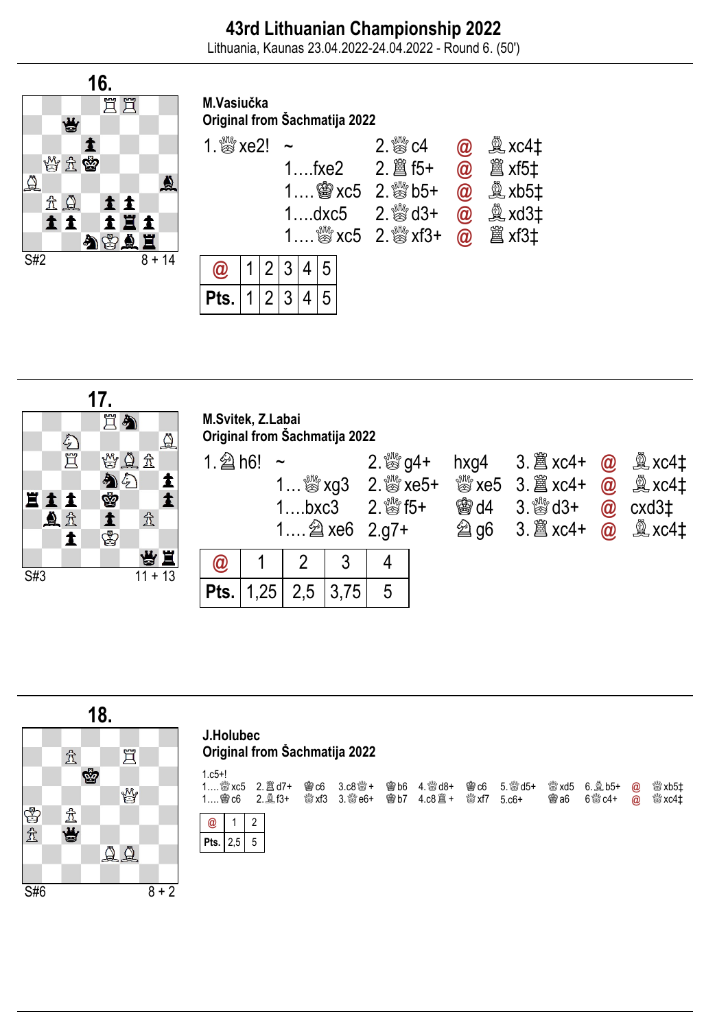# 43rd Lithuanian Championship 2022

Lithuania, Kaunas 23.04.2022-24.04.2022 - Round 6. (50')

## 16.

S#2 8 + 14

**M.Vasiučka**
**Original from Šachmatija 2022**

1. ♕xe2! ~ 2. ♕c4 @ ♗xc4‡
1....fxe2 2. ♖f5+ @ ♖xf5‡
1.... ♔xc5 2. ♕b5+ @ ♗xb5‡
1....dxc5 2. ♕d3+ @ ♗xd3‡
1.... ♕xc5 2. ♕xf3+ @ ♖xf3‡

| @ | 1 | 2 | 3 | 4 | 5 |
|---|---|---|---|---|---|
| Pts. | 1 | 2 | 3 | 4 | 5 |

## 17.

S#3 11 + 13

**M.Svitek, Z.Labai**
**Original from Šachmatija 2022**

1. ♘h6! ~ 2. ♕g4+ hxg4 3. ♖xc4+ @ ♗xc4‡
1... ♕xg3 2. ♕xe5+ ♕xe5 3. ♖xc4+ @ ♗xc4‡
1....bxc3 2. ♕f5+ ♔d4 3. ♕d3+ @ cxd3‡
1.... ♘xe6 2.g7+ ♘g6 3. ♖xc4+ @ ♗xc4‡

| @ | 1 | 2 | 3 | 4 |
|---|---|---|---|---|
| Pts. | 1,25 | 2,5 | 3,75 | 5 |

## 18.

S#6 8 + 2

**J.Holubec**
**Original from Šachmatija 2022**

1.c5+!
1.... ♕xc5 2. ♖d7+ ♔c6 3.c8♕+ ♔b6 4. ♕d8+ ♔c6 5. ♕d5+ ♕xd5 6. ♗b5+ @ ♕xb5‡
1.... ♔c6 2. ♗f3+ ♕xf3 3. ♕e6+ ♔b7 4.c8♖+ ♕xf7 5.c6+ ♔a6 6 ♕c4+ @ ♕xc4‡

| @ | 1 | 2 |
|---|---|---|
| Pts. | 2,5 | 5 |